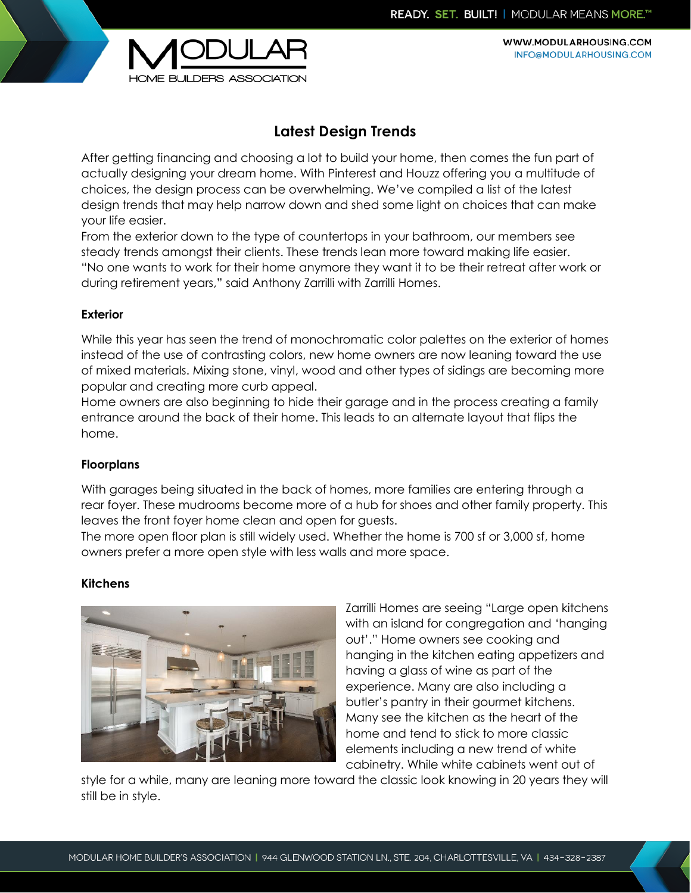# Latest Design Trends

After getting financing and choosing a lot to build your home, then comes the fun part of actually designing your dream home. With Pinterest and Houzz offering you a multitude of choices, the design process can be overwhelming. We've compiled a list of the latest design trends that may help narrow down and shed some light on choices that can make your life easier.

From the exterior down to the type of countertops in your bathroom, our members see steady trends amongst their clients. These trends lean more toward making life easier. "No one wants to work for their home anymore they want it to be their retreat after work or during retirement years," said Anthony Zarrilli with Zarrilli Homes.

### Exterior

While this year has seen the trend of monochromatic color palettes on the exterior of homes instead of the use of contrasting colors, new home owners are now leaning toward the use of mixed materials. Mixing stone, vinyl, wood and other types of sidings are becoming more popular and creating more curb appeal.

Home owners are also beginning to hide their garage and in the process creating a family entrance around the back of their home. This leads to an alternate layout that flips the home.

### Floorplans

With garages being situated in the back of homes, more families are entering through a rear foyer. These mudrooms become more of a hub for shoes and other family property. This leaves the front foyer home clean and open for guests.

The more open floor plan is still widely used. Whether the home is 700 sf or 3,000 sf, home owners prefer a more open style with less walls and more space.

### Kitchens

Zarrilli Homes are seeing "Large open kitchens with an island for congregation and 'hanging out'." Home owners see cooking and hanging in the kitchen eating appetizers and having a glass of wine as part of the experience. Many are also including a butler's pantry in their gourmet kitchens. Many see the kitchen as the heart of the home and tend to stick to more classic elements including a new trend of white cabinetry. While white cabinets went out of style for a while, many are leaning more toward the classic look knowing in 20 years they will still be in style.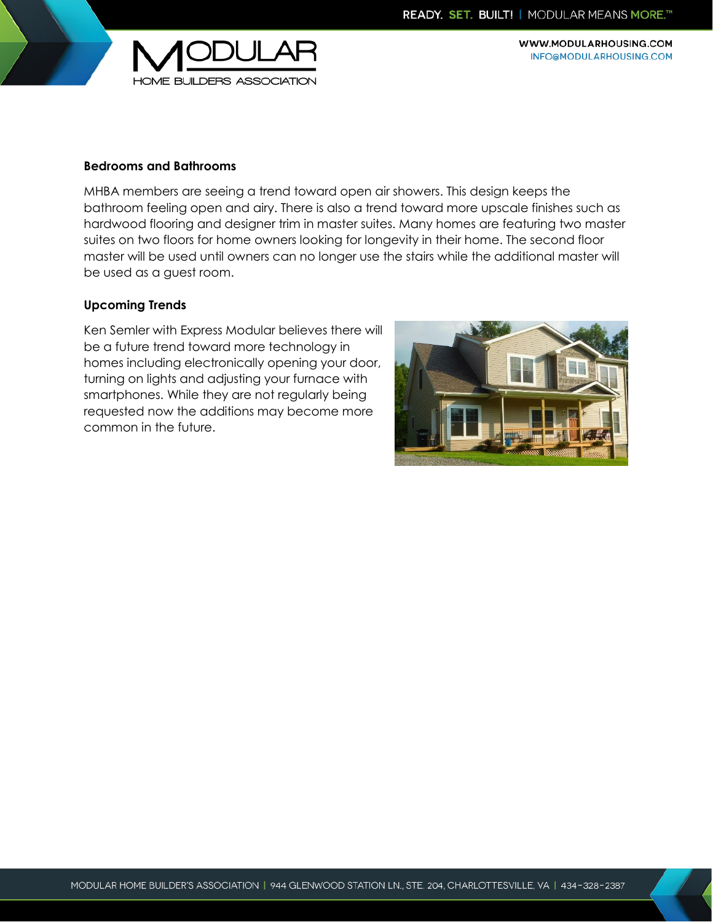## Bedrooms and Bathrooms

MHBA members are seeing a trend toward open air showers. This design keeps the bathroom feeling open and airy. There is also a trend toward more upscale finishes such as hardwood flooring and designer trim in master suites. Many homes are featuring two master suites on two floors for home owners looking for longevity in their home. The second floor master will be used until owners can no longer use the stairs while the additional master will be used as a guest room.

## Upcoming Trends

Ken Semler with Express Modular believes there will be a future trend toward more technology in homes including electronically opening your door, turning on lights and adjusting your furnace with smartphones. While they are not regularly being requested now the additions may become more common in the future.